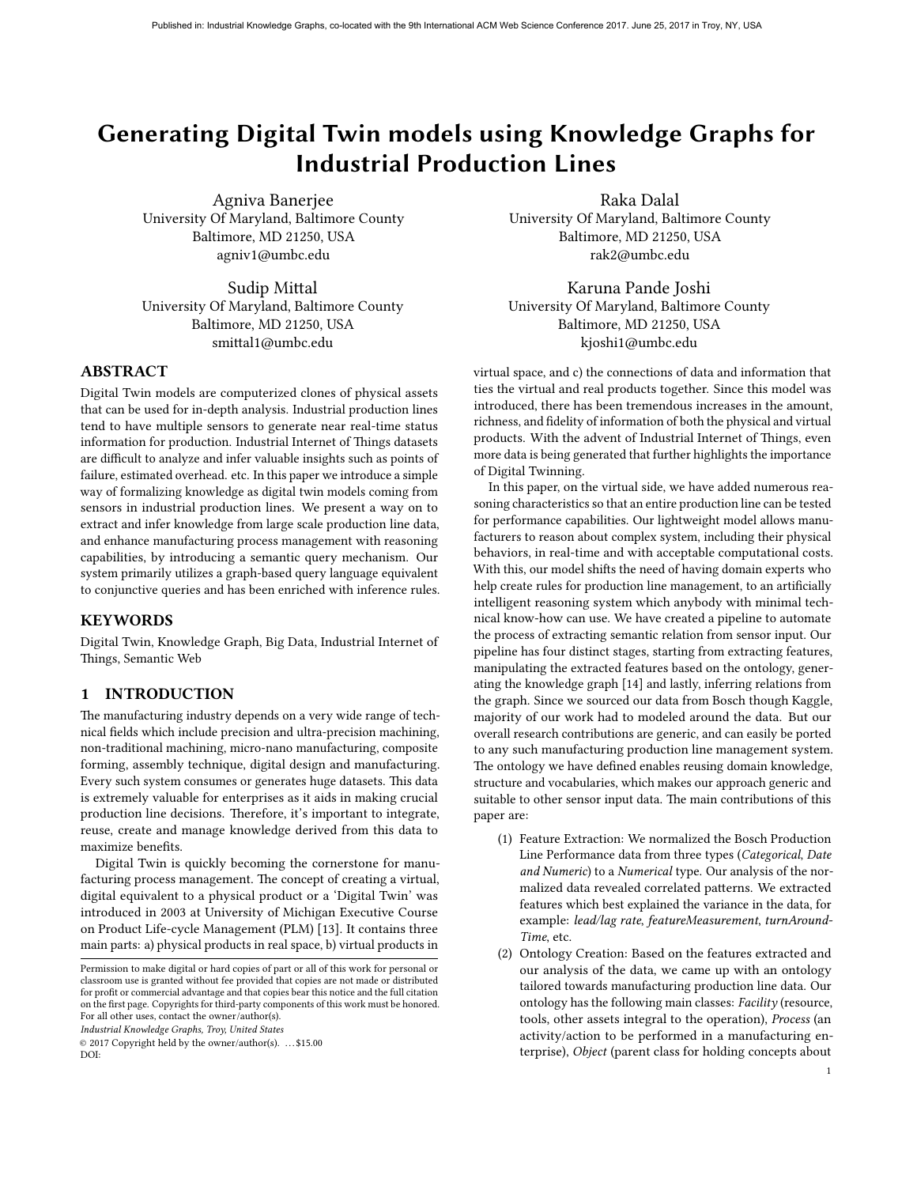# Generating Digital Twin models using Knowledge Graphs for Industrial Production Lines

Agniva Banerjee
University Of Maryland, Baltimore County
Baltimore, MD 21250, USA
agniv1@umbc.edu

Raka Dalal
University Of Maryland, Baltimore County
Baltimore, MD 21250, USA
rak2@umbc.edu

Sudip Mittal
University Of Maryland, Baltimore County
Baltimore, MD 21250, USA
smittal1@umbc.edu

Karuna Pande Joshi
University Of Maryland, Baltimore County
Baltimore, MD 21250, USA
kjoshi1@umbc.edu

## ABSTRACT

Digital Twin models are computerized clones of physical assets that can be used for in-depth analysis. Industrial production lines tend to have multiple sensors to generate near real-time status information for production. Industrial Internet of Things datasets are difficult to analyze and infer valuable insights such as points of failure, estimated overhead. etc. In this paper we introduce a simple way of formalizing knowledge as digital twin models coming from sensors in industrial production lines. We present a way on to extract and infer knowledge from large scale production line data, and enhance manufacturing process management with reasoning capabilities, by introducing a semantic query mechanism. Our system primarily utilizes a graph-based query language equivalent to conjunctive queries and has been enriched with inference rules.

## KEYWORDS

Digital Twin, Knowledge Graph, Big Data, Industrial Internet of Things, Semantic Web

## 1 INTRODUCTION

The manufacturing industry depends on a very wide range of technical fields which include precision and ultra-precision machining, non-traditional machining, micro-nano manufacturing, composite forming, assembly technique, digital design and manufacturing. Every such system consumes or generates huge datasets. This data is extremely valuable for enterprises as it aids in making crucial production line decisions. Therefore, it's important to integrate, reuse, create and manage knowledge derived from this data to maximize benefits.

Digital Twin is quickly becoming the cornerstone for manufacturing process management. The concept of creating a virtual, digital equivalent to a physical product or a 'Digital Twin' was introduced in 2003 at University of Michigan Executive Course on Product Life-cycle Management (PLM) [13]. It contains three main parts: a) physical products in real space, b) virtual products in virtual space, and c) the connections of data and information that ties the virtual and real products together. Since this model was introduced, there has been tremendous increases in the amount, richness, and fidelity of information of both the physical and virtual products. With the advent of Industrial Internet of Things, even more data is being generated that further highlights the importance of Digital Twinning.

In this paper, on the virtual side, we have added numerous reasoning characteristics so that an entire production line can be tested for performance capabilities. Our lightweight model allows manufacturers to reason about complex system, including their physical behaviors, in real-time and with acceptable computational costs. With this, our model shifts the need of having domain experts who help create rules for production line management, to an artificially intelligent reasoning system which anybody with minimal technical know-how can use. We have created a pipeline to automate the process of extracting semantic relation from sensor input. Our pipeline has four distinct stages, starting from extracting features, manipulating the extracted features based on the ontology, generating the knowledge graph [14] and lastly, inferring relations from the graph. Since we sourced our data from Bosch though Kaggle, majority of our work had to modeled around the data. But our overall research contributions are generic, and can easily be ported to any such manufacturing production line management system. The ontology we have defined enables reusing domain knowledge, structure and vocabularies, which makes our approach generic and suitable to other sensor input data. The main contributions of this paper are:

1. Feature Extraction: We normalized the Bosch Production Line Performance data from three types (*Categorical*, *Date and Numeric*) to a *Numerical* type. Our analysis of the normalized data revealed correlated patterns. We extracted features which best explained the variance in the data, for example: *lead/lag rate*, *featureMeasurement*, *turnAroundTime*, etc.
2. Ontology Creation: Based on the features extracted and our analysis of the data, we came up with an ontology tailored towards manufacturing production line data. Our ontology has the following main classes: *Facility* (resource, tools, other assets integral to the operation), *Process* (an activity/action to be performed in a manufacturing enterprise), *Object* (parent class for holding concepts about

Permission to make digital or hard copies of part or all of this work for personal or classroom use is granted without fee provided that copies are not made or distributed for profit or commercial advantage and that copies bear this notice and the full citation on the first page. Copyrights for third-party components of this work must be honored. For all other uses, contact the owner/author(s).
*Industrial Knowledge Graphs, Troy, United States*
© 2017 Copyright held by the owner/author(s). . . . $15.00
DOI: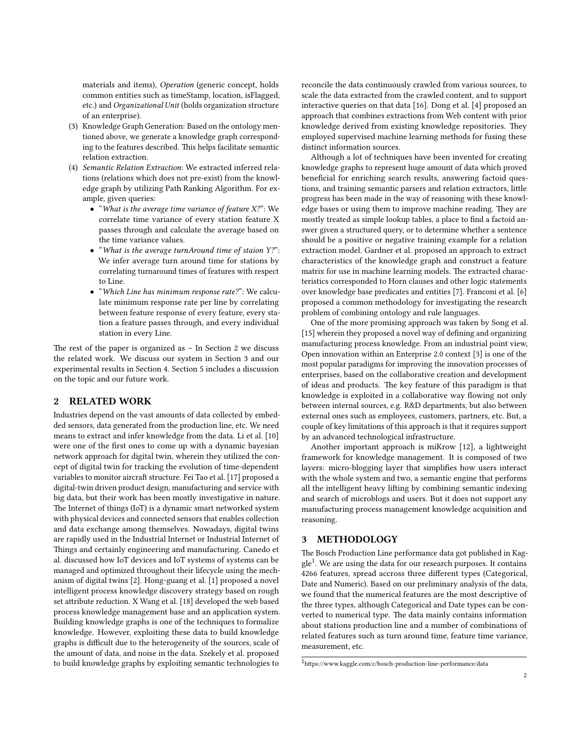materials and items), *Operation* (generic concept, holds common entities such as timeStamp, location, isFlagged, etc.) and *Organizational Unit* (holds organization structure of an enterprise).

(3) Knowledge Graph Generation: Based on the ontology mentioned above, we generate a knowledge graph corresponding to the features described. This helps facilitate semantic relation extraction.

(4) *Semantic Relation Extraction*: We extracted inferred relations (relations which does not pre-exist) from the knowledge graph by utilizing Path Ranking Algorithm. For example, given queries:
   - "*What is the average time variance of feature X?*": We correlate time variance of every station feature X passes through and calculate the average based on the time variance values.
   - "*What is the average turnAround time of staion Y?*": We infer average turn around time for stations by correlating turnaround times of features with respect to Line.
   - "*Which Line has minimum response rate?*": We calculate minimum response rate per line by correlating between feature response of every feature, every station a feature passes through, and every individual station in every Line.

The rest of the paper is organized as – In Section 2 we discuss the related work. We discuss our system in Section 3 and our experimental results in Section 4. Section 5 includes a discussion on the topic and our future work.

## 2 RELATED WORK

Industries depend on the vast amounts of data collected by embedded sensors, data generated from the production line, etc. We need means to extract and infer knowledge from the data. Li et al. [10] were one of the first ones to come up with a dynamic bayesian network approach for digital twin, wherein they utilized the concept of digital twin for tracking the evolution of time-dependent variables to monitor aircraft structure. Fei Tao et al. [17] proposed a digital-twin driven product design, manufacturing and service with big data, but their work has been mostly investigative in nature. The Internet of things (IoT) is a dynamic smart networked system with physical devices and connected sensors that enables collection and data exchange among themselves. Nowadays, digital twins are rapidly used in the Industrial Internet or Industrial Internet of Things and certainly engineering and manufacturing. Canedo et al. discussed how IoT devices and IoT systems of systems can be managed and optimized throughout their lifecycle using the mechanism of digital twins [2]. Hong-guang et al. [1] proposed a novel intelligent process knowledge discovery strategy based on rough set attribute reduction. X Wang et al. [18] developed the web based process knowledge management base and an application system. Building knowledge graphs is one of the techniques to formalize knowledge. However, exploiting these data to build knowledge graphs is difficult due to the heterogeneity of the sources, scale of the amount of data, and noise in the data. Szekely et al. proposed to build knowledge graphs by exploiting semantic technologies to reconcile the data continuously crawled from various sources, to scale the data extracted from the crawled content, and to support interactive queries on that data [16]. Dong et al. [4] proposed an approach that combines extractions from Web content with prior knowledge derived from existing knowledge repositories. They employed supervised machine learning methods for fusing these distinct information sources.

Although a lot of techniques have been invented for creating knowledge graphs to represent huge amount of data which proved beneficial for enriching search results, answering factoid questions, and training semantic parsers and relation extractors, little progress has been made in the way of reasoning with these knowledge bases or using them to improve machine reading. They are mostly treated as simple lookup tables, a place to find a factoid answer given a structured query, or to determine whether a sentence should be a positive or negative training example for a relation extraction model. Gardner et al. proposed an approach to extract characteristics of the knowledge graph and construct a feature matrix for use in machine learning models. The extracted characteristics corresponded to Horn clauses and other logic statements over knowledge base predicates and entities [7]. Franconi et al. [6] proposed a common methodology for investigating the research problem of combining ontology and rule languages.

One of the more promising approach was taken by Song et al. [15] wherein they proposed a novel way of defining and organizing manufacturing process knowledge. From an industrial point view, Open innovation within an Enterprise 2.0 context [3] is one of the most popular paradigms for improving the innovation processes of enterprises, based on the collaborative creation and development of ideas and products. The key feature of this paradigm is that knowledge is exploited in a collaborative way flowing not only between internal sources, e.g. R&D departments, but also between external ones such as employees, customers, partners, etc. But, a couple of key limitations of this approach is that it requires support by an advanced technological infrastructure.

Another important approach is miKrow [12], a lightweight framework for knowledge management. It is composed of two layers: micro-blogging layer that simplifies how users interact with the whole system and two, a semantic engine that performs all the intelligent heavy lifting by combining semantic indexing and search of microblogs and users. But it does not support any manufacturing process management knowledge acquisition and reasoning.

## 3 METHODOLOGY

The Bosch Production Line performance data got published in Kaggle[1]. We are using the data for our research purposes. It contains 4266 features, spread accross three different types (Categorical, Date and Numeric). Based on our preliminary analysis of the data, we found that the numerical features are the most descriptive of the three types, although Categorical and Date types can be converted to numerical type. The data mainly contains information about stations production line and a number of combinations of related features such as turn around time, feature time variance, measurement, etc.

[1] https://www.kaggle.com/c/bosch-production-line-performance/data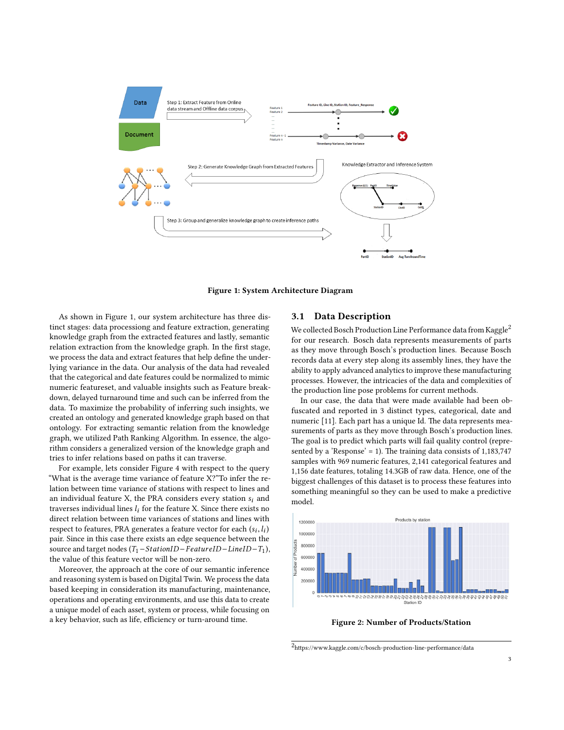Figure 1: System Architecture Diagram

As shown in Figure 1, our system architecture has three distinct stages: data processiong and feature extraction, generating knowledge graph from the extracted features and lastly, semantic relation extraction from the knowledge graph. In the first stage, we process the data and extract features that help define the underlying variance in the data. Our analysis of the data had revealed that the categorical and date features could be normalized to mimic numeric featureset, and valuable insights such as Feature breakdown, delayed turnaround time and such can be inferred from the data. To maximize the probability of inferring such insights, we created an ontology and generated knowledge graph based on that ontology. For extracting semantic relation from the knowledge graph, we utilized Path Ranking Algorithm. In essence, the algorithm considers a generalized version of the knowledge graph and tries to infer relations based on paths it can traverse.

For example, lets consider Figure 4 with respect to the query "What is the average time variance of feature X?"To infer the relation between time variance of stations with respect to lines and an individual feature X, the PRA considers every station $s_i$ and traverses individual lines $l_i$ for the feature X. Since there exists no direct relation between time variances of stations and lines with respect to features, PRA generates a feature vector for each $(s_i, l_i)$ pair. Since in this case there exists an edge sequence between the source and target nodes $(T_1 - StationID - FeatureID - LineID - T_1)$, the value of this feature vector will be non-zero.

Moreover, the approach at the core of our semantic inference and reasoning system is based on Digital Twin. We process the data based keeping in consideration its manufacturing, maintenance, operations and operating environments, and use this data to create a unique model of each asset, system or process, while focusing on a key behavior, such as life, efficiency or turn-around time.

## 3.1 Data Description

We collected Bosch Production Line Performance data from Kaggle[2] for our research. Bosch data represents measurements of parts as they move through Bosch's production lines. Because Bosch records data at every step along its assembly lines, they have the ability to apply advanced analytics to improve these manufacturing processes. However, the intricacies of the data and complexities of the production line pose problems for current methods.

In our case, the data that were made available had been obfuscated and reported in 3 distinct types, categorical, date and numeric [11]. Each part has a unique Id. The data represents measurements of parts as they move through Bosch's production lines. The goal is to predict which parts will fail quality control (represented by a 'Response' = 1). The training data consists of 1,183,747 samples with 969 numeric features, 2,141 categorical features and 1,156 date features, totaling 14.3GB of raw data. Hence, one of the biggest challenges of this dataset is to process these features into something meaningful so they can be used to make a predictive model.

Figure 2: Number of Products/Station

[2] https://www.kaggle.com/c/bosch-production-line-performance/data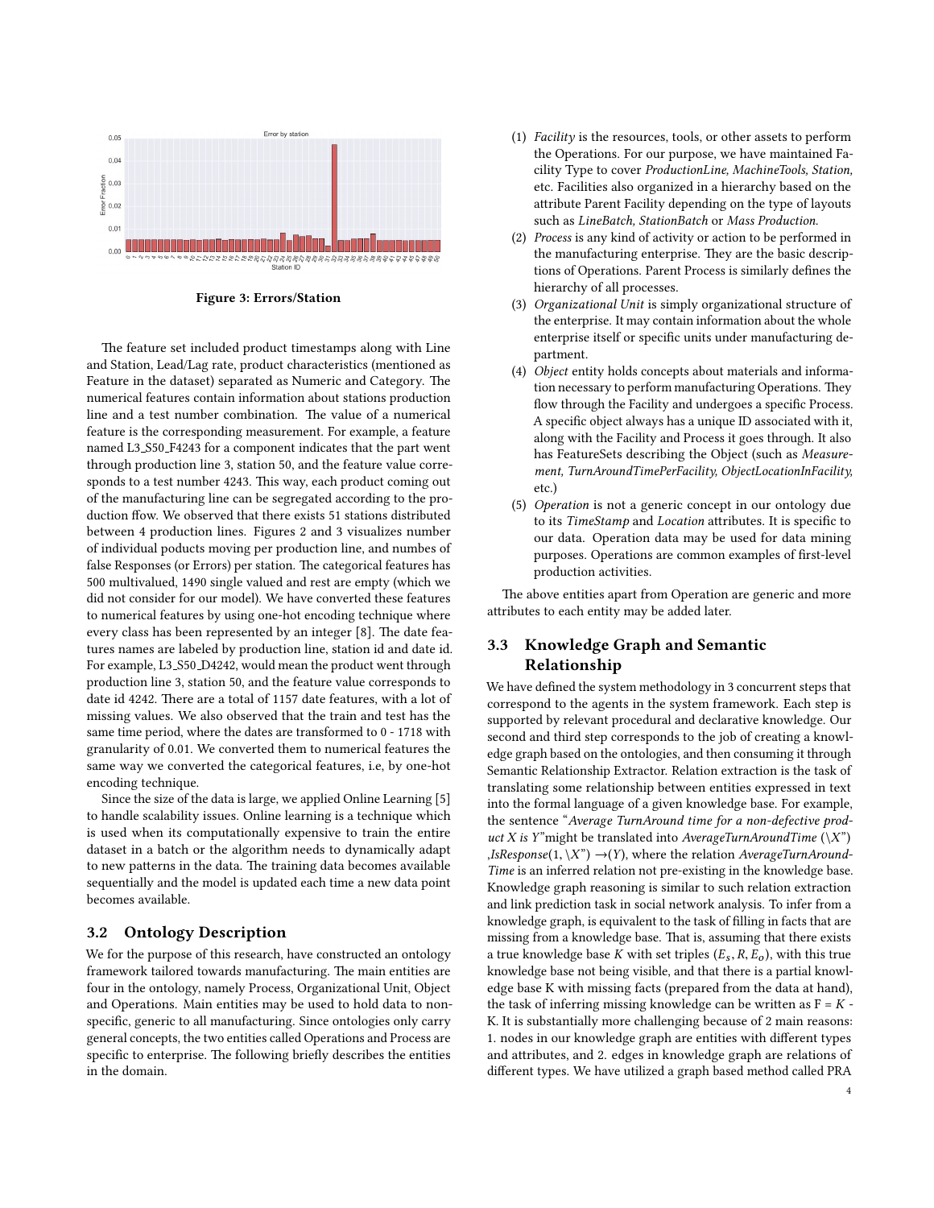Figure 3: Errors/Station

The feature set included product timestamps along with Line and Station, Lead/Lag rate, product characteristics (mentioned as Feature in the dataset) separated as Numeric and Category. The numerical features contain information about stations production line and a test number combination. The value of a numerical feature is the corresponding measurement. For example, a feature named L3_S50_F4243 for a component indicates that the part went through production line 3, station 50, and the feature value corresponds to a test number 4243. This way, each product coming out of the manufacturing line can be segregated according to the production flow. We observed that there exists 51 stations distributed between 4 production lines. Figures 2 and 3 visualizes number of individual poducts moving per production line, and numbes of false Responses (or Errors) per station. The categorical features has 500 multivalued, 1490 single valued and rest are empty (which we did not consider for our model). We have converted these features to numerical features by using one-hot encoding technique where every class has been represented by an integer [8]. The date features names are labeled by production line, station id and date id. For example, L3_S50_D4242, would mean the product went through production line 3, station 50, and the feature value corresponds to date id 4242. There are a total of 1157 date features, with a lot of missing values. We also observed that the train and test has the same time period, where the dates are transformed to 0 - 1718 with granularity of 0.01. We converted them to numerical features the same way we converted the categorical features, i.e, by one-hot encoding technique.

Since the size of the data is large, we applied Online Learning [5] to handle scalability issues. Online learning is a technique which is used when its computationally expensive to train the entire dataset in a batch or the algorithm needs to dynamically adapt to new patterns in the data. The training data becomes available sequentially and the model is updated each time a new data point becomes available.

## 3.2 Ontology Description

We for the purpose of this research, have constructed an ontology framework tailored towards manufacturing. The main entities are four in the ontology, namely Process, Organizational Unit, Object and Operations. Main entities may be used to hold data to non-specific, generic to all manufacturing. Since ontologies only carry general concepts, the two entities called Operations and Process are specific to enterprise. The following briefly describes the entities in the domain.

1. *Facility* is the resources, tools, or other assets to perform the Operations. For our purpose, we have maintained Facility Type to cover *ProductionLine, MachineTools, Station,* etc. Facilities also organized in a hierarchy based on the attribute Parent Facility depending on the type of layouts such as *LineBatch, StationBatch* or *Mass Production.*
2. *Process* is any kind of activity or action to be performed in the manufacturing enterprise. They are the basic descriptions of Operations. Parent Process is similarly defines the hierarchy of all processes.
3. *Organizational Unit* is simply organizational structure of the enterprise. It may contain information about the whole enterprise itself or specific units under manufacturing department.
4. *Object* entity holds concepts about materials and information necessary to perform manufacturing Operations. They flow through the Facility and undergoes a specific Process. A specific object always has a unique ID associated with it, along with the Facility and Process it goes through. It also has FeatureSets describing the Object (such as *Measurement, TurnAroundTimePerFacility, ObjectLocationInFacility,* etc.)
5. *Operation* is not a generic concept in our ontology due to its *TimeStamp* and *Location* attributes. It is specific to our data. Operation data may be used for data mining purposes. Operations are common examples of first-level production activities.

The above entities apart from Operation are generic and more attributes to each entity may be added later.

## 3.3 Knowledge Graph and Semantic Relationship

We have defined the system methodology in 3 concurrent steps that correspond to the agents in the system framework. Each step is supported by relevant procedural and declarative knowledge. Our second and third step corresponds to the job of creating a knowledge graph based on the ontologies, and then consuming it through Semantic Relationship Extractor. Relation extraction is the task of translating some relationship between entities expressed in text into the formal language of a given knowledge base. For example, the sentence "*Average TurnAround time for a non-defective product X is Y*"might be translated into *AverageTurnAroundTime* (\X") ,*IsResponse*(1, \X") →(Y), where the relation *AverageTurnAroundTime* is an inferred relation not pre-existing in the knowledge base. Knowledge graph reasoning is similar to such relation extraction and link prediction task in social network analysis. To infer from a knowledge graph, is equivalent to the task of filling in facts that are missing from a knowledge base. That is, assuming that there exists a true knowledge base $K$ with set triples $(E_s, R, E_o)$, with this true knowledge base not being visible, and that there is a partial knowledge base K with missing facts (prepared from the data at hand), the task of inferring missing knowledge can be written as F = $K$ - K. It is substantially more challenging because of 2 main reasons: 1. nodes in our knowledge graph are entities with different types and attributes, and 2. edges in knowledge graph are relations of different types. We have utilized a graph based method called PRA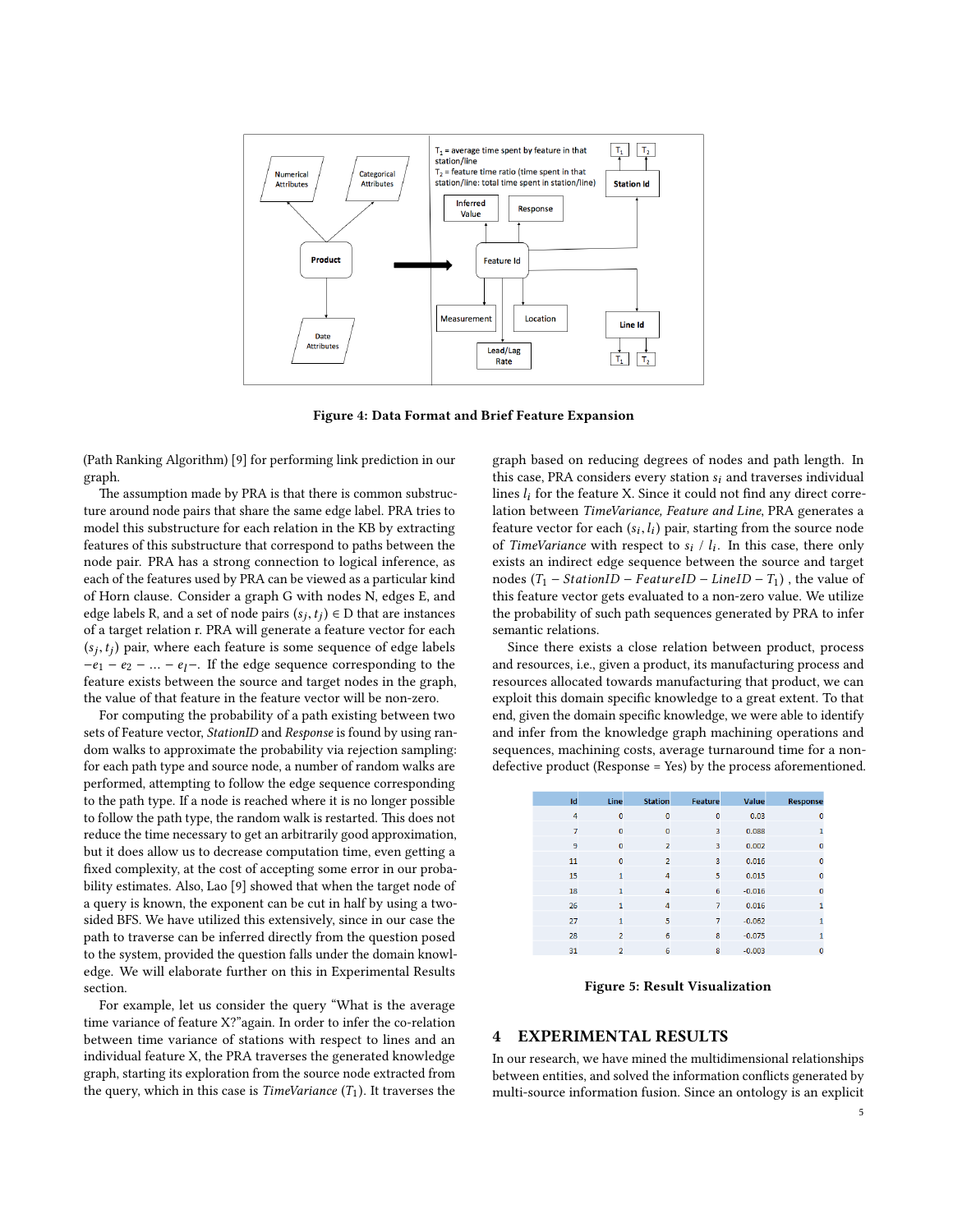Figure 4: Data Format and Brief Feature Expansion

(Path Ranking Algorithm) [9] for performing link prediction in our graph.

The assumption made by PRA is that there is common substructure around node pairs that share the same edge label. PRA tries to model this substructure for each relation in the KB by extracting features of this substructure that correspond to paths between the node pair. PRA has a strong connection to logical inference, as each of the features used by PRA can be viewed as a particular kind of Horn clause. Consider a graph G with nodes N, edges E, and edge labels R, and a set of node pairs $(s_j, t_j) \in$ D that are instances of a target relation r. PRA will generate a feature vector for each $(s_j, t_j)$ pair, where each feature is some sequence of edge labels $-e_1 - e_2 - ... - e_l-$. If the edge sequence corresponding to the feature exists between the source and target nodes in the graph, the value of that feature in the feature vector will be non-zero.

For computing the probability of a path existing between two sets of Feature vector, *StationID* and *Response* is found by using random walks to approximate the probability via rejection sampling: for each path type and source node, a number of random walks are performed, attempting to follow the edge sequence corresponding to the path type. If a node is reached where it is no longer possible to follow the path type, the random walk is restarted. This does not reduce the time necessary to get an arbitrarily good approximation, but it does allow us to decrease computation time, even getting a fixed complexity, at the cost of accepting some error in our probability estimates. Also, Lao [9] showed that when the target node of a query is known, the exponent can be cut in half by using a two-sided BFS. We have utilized this extensively, since in our case the path to traverse can be inferred directly from the question posed to the system, provided the question falls under the domain knowledge. We will elaborate further on this in Experimental Results section.

For example, let us consider the query "What is the average time variance of feature X?"again. In order to infer the co-relation between time variance of stations with respect to lines and an individual feature X, the PRA traverses the generated knowledge graph, starting its exploration from the source node extracted from the query, which in this case is *TimeVariance* ($T_1$). It traverses the graph based on reducing degrees of nodes and path length. In this case, PRA considers every station $s_i$ and traverses individual lines $l_i$ for the feature X. Since it could not find any direct corelation between *TimeVariance, Feature and Line*, PRA generates a feature vector for each $(s_i, l_i)$ pair, starting from the source node of *TimeVariance* with respect to $s_i$ / $l_i$. In this case, there only exists an indirect edge sequence between the source and target nodes ($T_1 - StationID - FeatureID - LineID - T_1$) , the value of this feature vector gets evaluated to a non-zero value. We utilize the probability of such path sequences generated by PRA to infer semantic relations.

Since there exists a close relation between product, process and resources, i.e., given a product, its manufacturing process and resources allocated towards manufacturing that product, we can exploit this domain specific knowledge to a great extent. To that end, given the domain specific knowledge, we were able to identify and infer from the knowledge graph machining operations and sequences, machining costs, average turnaround time for a nondefective product (Response = Yes) by the process aforementioned.

| Id | Line | Station | Feature | Value | Response |
|---|---|---|---|---|---|
| 4 | 0 | 0 | 0 | 0.03 | 0 |
| 7 | 0 | 0 | 3 | 0.088 | 1 |
| 9 | 0 | 2 | 3 | 0.002 | 0 |
| 11 | 0 | 2 | 3 | 0.016 | 0 |
| 15 | 1 | 4 | 5 | 0.015 | 0 |
| 18 | 1 | 4 | 6 | -0.016 | 0 |
| 26 | 1 | 4 | 7 | 0.016 | 1 |
| 27 | 1 | 5 | 7 | -0.062 | 1 |
| 28 | 2 | 6 | 8 | -0.075 | 1 |
| 31 | 2 | 6 | 8 | -0.003 | 0 |

Figure 5: Result Visualization

## 4 EXPERIMENTAL RESULTS

In our research, we have mined the multidimensional relationships between entities, and solved the information conflicts generated by multi-source information fusion. Since an ontology is an explicit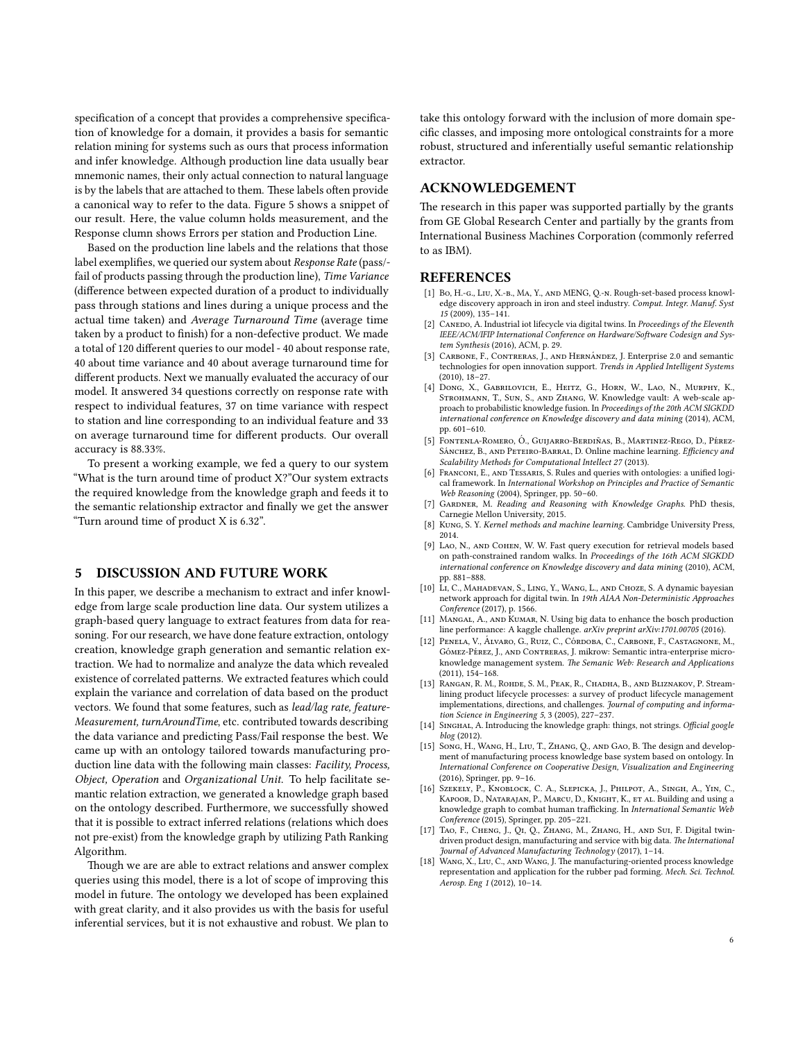specification of a concept that provides a comprehensive specification of knowledge for a domain, it provides a basis for semantic relation mining for systems such as ours that process information and infer knowledge. Although production line data usually bear mnemonic names, their only actual connection to natural language is by the labels that are attached to them. These labels often provide a canonical way to refer to the data. Figure 5 shows a snippet of our result. Here, the value column holds measurement, and the Response clumn shows Errors per station and Production Line.

Based on the production line labels and the relations that those label exemplifies, we queried our system about *Response Rate* (pass/-fail of products passing through the production line), *Time Variance* (difference between expected duration of a product to individually pass through stations and lines during a unique process and the actual time taken) and *Average Turnaround Time* (average time taken by a product to finish) for a non-defective product. We made a total of 120 different queries to our model - 40 about response rate, 40 about time variance and 40 about average turnaround time for different products. Next we manually evaluated the accuracy of our model. It answered 34 questions correctly on response rate with respect to individual features, 37 on time variance with respect to station and line corresponding to an individual feature and 33 on average turnaround time for different products. Our overall accuracy is 88.33%.

To present a working example, we fed a query to our system "What is the turn around time of product X?"Our system extracts the required knowledge from the knowledge graph and feeds it to the semantic relationship extractor and finally we get the answer "Turn around time of product X is 6.32".

## 5 DISCUSSION AND FUTURE WORK

In this paper, we describe a mechanism to extract and infer knowledge from large scale production line data. Our system utilizes a graph-based query language to extract features from data for reasoning. For our research, we have done feature extraction, ontology creation, knowledge graph generation and semantic relation extraction. We had to normalize and analyze the data which revealed existence of correlated patterns. We extracted features which could explain the variance and correlation of data based on the product vectors. We found that some features, such as *lead/lag rate, feature-Measurement, turnAroundTime*, etc. contributed towards describing the data variance and predicting Pass/Fail response the best. We came up with an ontology tailored towards manufacturing production line data with the following main classes: *Facility, Process, Object, Operation* and *Organizational Unit.* To help facilitate semantic relation extraction, we generated a knowledge graph based on the ontology described. Furthermore, we successfully showed that it is possible to extract inferred relations (relations which does not pre-exist) from the knowledge graph by utilizing Path Ranking Algorithm.

Though we are are able to extract relations and answer complex queries using this model, there is a lot of scope of improving this model in future. The ontology we developed has been explained with great clarity, and it also provides us with the basis for useful inferential services, but it is not exhaustive and robust. We plan to take this ontology forward with the inclusion of more domain specific classes, and imposing more ontological constraints for a more robust, structured and inferentially useful semantic relationship extractor.

## ACKNOWLEDGEMENT

The research in this paper was supported partially by the grants from GE Global Research Center and partially by the grants from International Business Machines Corporation (commonly referred to as IBM).

## REFERENCES

[1] Bo, H.-g., Liu, X.-b., Ma, Y., and MENG, Q.-n. Rough-set-based process knowledge discovery approach in iron and steel industry. *Comput. Integr. Manuf. Syst 15* (2009), 135–141.

[2] Canedo, A. Industrial iot lifecycle via digital twins. In *Proceedings of the Eleventh IEEE/ACM/IFIP International Conference on Hardware/Software Codesign and System Synthesis* (2016), ACM, p. 29.

[3] Carbone, F., Contreras, J., and Hernández, J. Enterprise 2.0 and semantic technologies for open innovation support. *Trends in Applied Intelligent Systems* (2010), 18–27.

[4] Dong, X., Gabrilovich, E., Heitz, G., Horn, W., Lao, N., Murphy, K., Strohmann, T., Sun, S., and Zhang, W. Knowledge vault: A web-scale approach to probabilistic knowledge fusion. In *Proceedings of the 20th ACM SIGKDD international conference on Knowledge discovery and data mining* (2014), ACM, pp. 601–610.

[5] Fontenla-Romero, Ó., Guijarro-Berdiñas, B., Martinez-Rego, D., Pérez-Sánchez, B., and Peteiro-Barral, D. Online machine learning. *Efficiency and Scalability Methods for Computational Intellect 27* (2013).

[6] Franconi, E., and Tessaris, S. Rules and queries with ontologies: a unified logical framework. In *International Workshop on Principles and Practice of Semantic Web Reasoning* (2004), Springer, pp. 50–60.

[7] Gardner, M. *Reading and Reasoning with Knowledge Graphs*. PhD thesis, Carnegie Mellon University, 2015.

[8] Kung, S. Y. *Kernel methods and machine learning*. Cambridge University Press, 2014.

[9] Lao, N., and Cohen, W. W. Fast query execution for retrieval models based on path-constrained random walks. In *Proceedings of the 16th ACM SIGKDD international conference on Knowledge discovery and data mining* (2010), ACM, pp. 881–888.

[10] Li, C., Mahadevan, S., Ling, Y., Wang, L., and Choze, S. A dynamic bayesian network approach for digital twin. In *19th AIAA Non-Deterministic Approaches Conference* (2017), p. 1566.

[11] Mangal, A., and Kumar, N. Using big data to enhance the bosch production line performance: A kaggle challenge. *arXiv preprint arXiv:1701.00705* (2016).

[12] Penela, V., Álvaro, G., Ruiz, C., Córdoba, C., Carbone, F., Castagnone, M., Gómez-Pérez, J., and Contreras, J. mikrow: Semantic intra-enterprise micro-knowledge management system. *The Semantic Web: Research and Applications* (2011), 154–168.

[13] Rangan, R. M., Rohde, S. M., Peak, R., Chadha, B., and Bliznakov, P. Streamlining product lifecycle processes: a survey of product lifecycle management implementations, directions, and challenges. *Journal of computing and information Science in Engineering 5*, 3 (2005), 227–237.

[14] Singhal, A. Introducing the knowledge graph: things, not strings. *Official google blog* (2012).

[15] Song, H., Wang, H., Liu, T., Zhang, Q., and Gao, B. The design and development of manufacturing process knowledge base system based on ontology. In *International Conference on Cooperative Design, Visualization and Engineering* (2016), Springer, pp. 9–16.

[16] Szekely, P., Knoblock, C. A., Slepicka, J., Philpot, A., Singh, A., Yin, C., Kapoor, D., Natarajan, P., Marcu, D., Knight, K., et al. Building and using a knowledge graph to combat human trafficking. In *International Semantic Web Conference* (2015), Springer, pp. 205–221.

[17] Tao, F., Cheng, J., Qi, Q., Zhang, M., Zhang, H., and Sui, F. Digital twin-driven product design, manufacturing and service with big data. *The International Journal of Advanced Manufacturing Technology* (2017), 1–14.

[18] Wang, X., Liu, C., and Wang, J. The manufacturing-oriented process knowledge representation and application for the rubber pad forming. *Mech. Sci. Technol. Aerosp. Eng 1* (2012), 10–14.